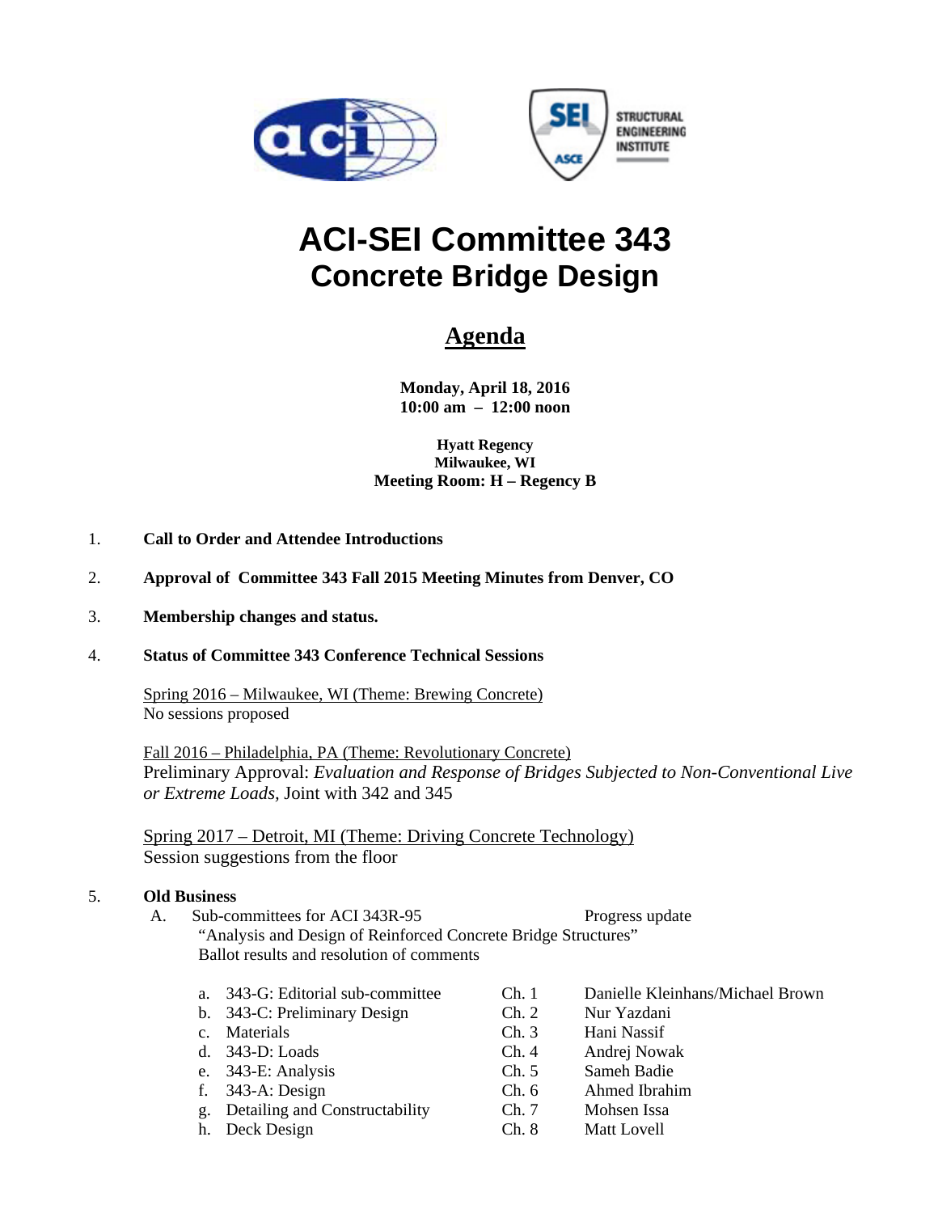# ACI-SEI Committee 343
## Concrete Bridge Design

## Agenda

**Monday, April 18, 2016**
**10:00 am – 12:00 noon**

**Hyatt Regency**
**Milwaukee, WI**
**Meeting Room: H – Regency B**

1. **Call to Order and Attendee Introductions**

2. **Approval of Committee 343 Fall 2015 Meeting Minutes from Denver, CO**

3. **Membership changes and status.**

4. **Status of Committee 343 Conference Technical Sessions**

   Spring 2016 – Milwaukee, WI (Theme: Brewing Concrete)
   No sessions proposed

   Fall 2016 – Philadelphia, PA (Theme: Revolutionary Concrete)
   Preliminary Approval: *Evaluation and Response of Bridges Subjected to Non-Conventional Live or Extreme Loads*, Joint with 342 and 345

   Spring 2017 – Detroit, MI (Theme: Driving Concrete Technology)
   Session suggestions from the floor

5. **Old Business**

   A. Sub-committees for ACI 343R-95 — Progress update
   "Analysis and Design of Reinforced Concrete Bridge Structures"
   Ballot results and resolution of comments

| | | | |
|---|---|---|---|
| a. | 343-G: Editorial sub-committee | Ch. 1 | Danielle Kleinhans/Michael Brown |
| b. | 343-C: Preliminary Design | Ch. 2 | Nur Yazdani |
| c. | Materials | Ch. 3 | Hani Nassif |
| d. | 343-D: Loads | Ch. 4 | Andrej Nowak |
| e. | 343-E: Analysis | Ch. 5 | Sameh Badie |
| f. | 343-A: Design | Ch. 6 | Ahmed Ibrahim |
| g. | Detailing and Constructability | Ch. 7 | Mohsen Issa |
| h. | Deck Design | Ch. 8 | Matt Lovell |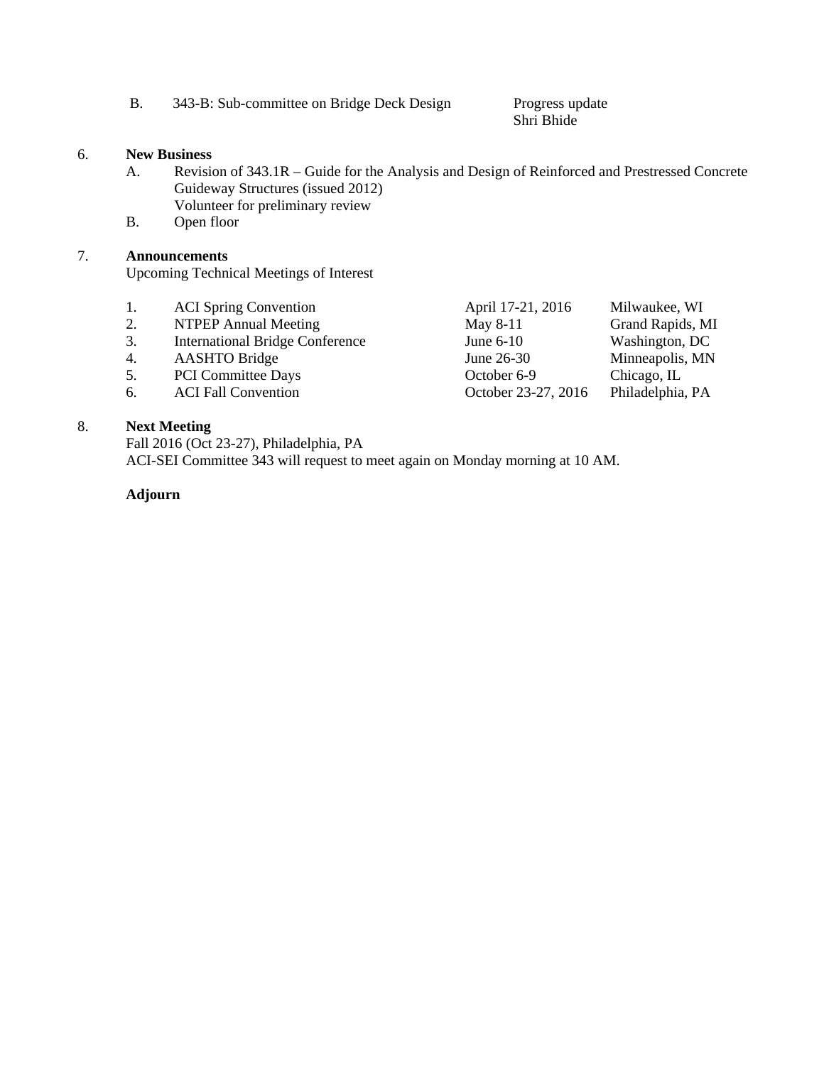B. 343-B: Sub-committee on Bridge Deck Design — Progress update, Shri Bhide

6. **New Business**
   - A. Revision of 343.1R – Guide for the Analysis and Design of Reinforced and Prestressed Concrete Guideway Structures (issued 2012)
     Volunteer for preliminary review
   - B. Open floor

7. **Announcements**
   Upcoming Technical Meetings of Interest

| | | | |
|---|---|---|---|
| 1. | ACI Spring Convention | April 17-21, 2016 | Milwaukee, WI |
| 2. | NTPEP Annual Meeting | May 8-11 | Grand Rapids, MI |
| 3. | International Bridge Conference | June 6-10 | Washington, DC |
| 4. | AASHTO Bridge | June 26-30 | Minneapolis, MN |
| 5. | PCI Committee Days | October 6-9 | Chicago, IL |
| 6. | ACI Fall Convention | October 23-27, 2016 | Philadelphia, PA |

8. **Next Meeting**
   Fall 2016 (Oct 23-27), Philadelphia, PA
   ACI-SEI Committee 343 will request to meet again on Monday morning at 10 AM.

   **Adjourn**